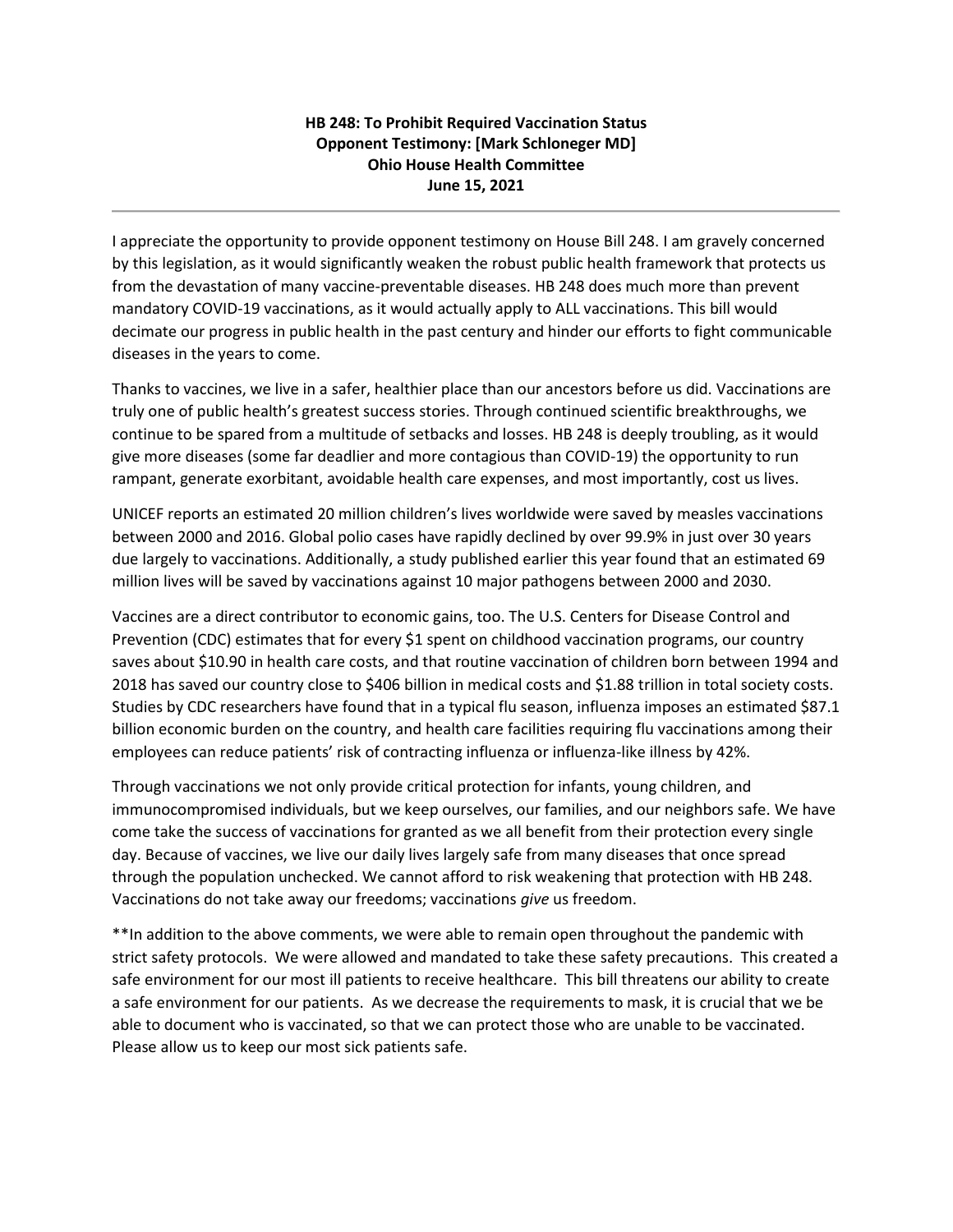**HB 248: To Prohibit Required Vaccination Status**
**Opponent Testimony: [Mark Schloneger MD]**
**Ohio House Health Committee**
**June 15, 2021**

---

I appreciate the opportunity to provide opponent testimony on House Bill 248. I am gravely concerned by this legislation, as it would significantly weaken the robust public health framework that protects us from the devastation of many vaccine-preventable diseases. HB 248 does much more than prevent mandatory COVID-19 vaccinations, as it would actually apply to ALL vaccinations. This bill would decimate our progress in public health in the past century and hinder our efforts to fight communicable diseases in the years to come.

Thanks to vaccines, we live in a safer, healthier place than our ancestors before us did. Vaccinations are truly one of public health's greatest success stories. Through continued scientific breakthroughs, we continue to be spared from a multitude of setbacks and losses. HB 248 is deeply troubling, as it would give more diseases (some far deadlier and more contagious than COVID-19) the opportunity to run rampant, generate exorbitant, avoidable health care expenses, and most importantly, cost us lives.

UNICEF reports an estimated 20 million children's lives worldwide were saved by measles vaccinations between 2000 and 2016. Global polio cases have rapidly declined by over 99.9% in just over 30 years due largely to vaccinations. Additionally, a study published earlier this year found that an estimated 69 million lives will be saved by vaccinations against 10 major pathogens between 2000 and 2030.

Vaccines are a direct contributor to economic gains, too. The U.S. Centers for Disease Control and Prevention (CDC) estimates that for every $1 spent on childhood vaccination programs, our country saves about $10.90 in health care costs, and that routine vaccination of children born between 1994 and 2018 has saved our country close to $406 billion in medical costs and $1.88 trillion in total society costs. Studies by CDC researchers have found that in a typical flu season, influenza imposes an estimated $87.1 billion economic burden on the country, and health care facilities requiring flu vaccinations among their employees can reduce patients' risk of contracting influenza or influenza-like illness by 42%.

Through vaccinations we not only provide critical protection for infants, young children, and immunocompromised individuals, but we keep ourselves, our families, and our neighbors safe. We have come take the success of vaccinations for granted as we all benefit from their protection every single day. Because of vaccines, we live our daily lives largely safe from many diseases that once spread through the population unchecked. We cannot afford to risk weakening that protection with HB 248. Vaccinations do not take away our freedoms; vaccinations *give* us freedom.

**In addition to the above comments, we were able to remain open throughout the pandemic with strict safety protocols. We were allowed and mandated to take these safety precautions. This created a safe environment for our most ill patients to receive healthcare. This bill threatens our ability to create a safe environment for our patients. As we decrease the requirements to mask, it is crucial that we be able to document who is vaccinated, so that we can protect those who are unable to be vaccinated. Please allow us to keep our most sick patients safe.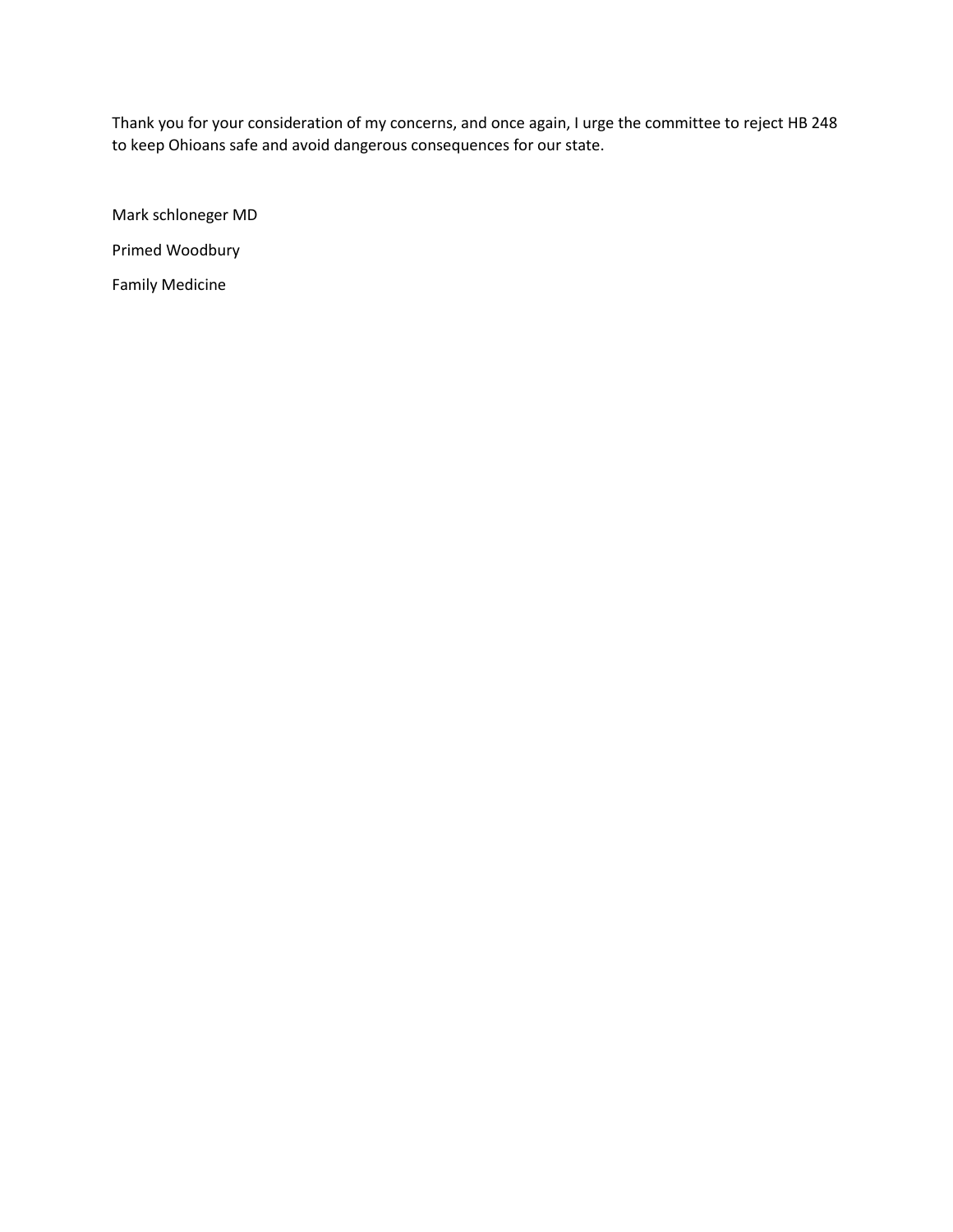Thank you for your consideration of my concerns, and once again, I urge the committee to reject HB 248 to keep Ohioans safe and avoid dangerous consequences for our state.

Mark schloneger MD

Primed Woodbury

Family Medicine